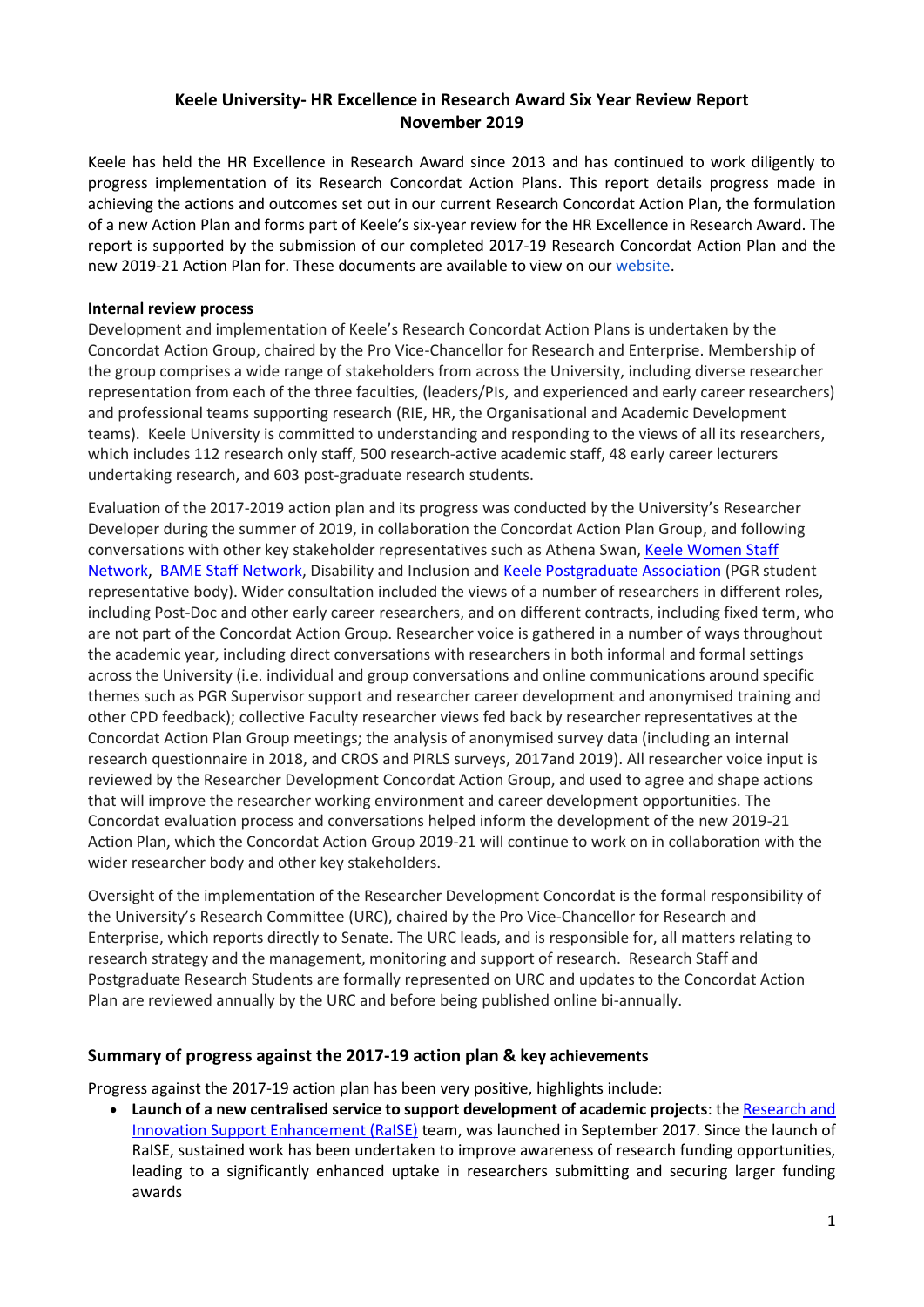# Keele University- HR Excellence in Research Award Six Year Review Report November 2019

Keele has held the HR Excellence in Research Award since 2013 and has continued to work diligently to progress implementation of its Research Concordat Action Plans. This report details progress made in achieving the actions and outcomes set out in our current Research Concordat Action Plan, the formulation of a new Action Plan and forms part of Keele's six-year review for the HR Excellence in Research Award. The report is supported by the submission of our completed 2017-19 Research Concordat Action Plan and the new 2019-21 Action Plan for. These documents are available to view on our [website](website).

**Internal review process**

Development and implementation of Keele's Research Concordat Action Plans is undertaken by the Concordat Action Group, chaired by the Pro Vice-Chancellor for Research and Enterprise. Membership of the group comprises a wide range of stakeholders from across the University, including diverse researcher representation from each of the three faculties, (leaders/PIs, and experienced and early career researchers) and professional teams supporting research (RIE, HR, the Organisational and Academic Development teams). Keele University is committed to understanding and responding to the views of all its researchers, which includes 112 research only staff, 500 research-active academic staff, 48 early career lecturers undertaking research, and 603 post-graduate research students.

Evaluation of the 2017-2019 action plan and its progress was conducted by the University's Researcher Developer during the summer of 2019, in collaboration the Concordat Action Plan Group, and following conversations with other key stakeholder representatives such as Athena Swan, [Keele Women Staff Network](Keele Women Staff Network), [BAME Staff Network](BAME Staff Network), Disability and Inclusion and [Keele Postgraduate Association](Keele Postgraduate Association) (PGR student representative body). Wider consultation included the views of a number of researchers in different roles, including Post-Doc and other early career researchers, and on different contracts, including fixed term, who are not part of the Concordat Action Group. Researcher voice is gathered in a number of ways throughout the academic year, including direct conversations with researchers in both informal and formal settings across the University (i.e. individual and group conversations and online communications around specific themes such as PGR Supervisor support and researcher career development and anonymised training and other CPD feedback); collective Faculty researcher views fed back by researcher representatives at the Concordat Action Plan Group meetings; the analysis of anonymised survey data (including an internal research questionnaire in 2018, and CROS and PIRLS surveys, 2017and 2019). All researcher voice input is reviewed by the Researcher Development Concordat Action Group, and used to agree and shape actions that will improve the researcher working environment and career development opportunities. The Concordat evaluation process and conversations helped inform the development of the new 2019-21 Action Plan, which the Concordat Action Group 2019-21 will continue to work on in collaboration with the wider researcher body and other key stakeholders.

Oversight of the implementation of the Researcher Development Concordat is the formal responsibility of the University's Research Committee (URC), chaired by the Pro Vice-Chancellor for Research and Enterprise, which reports directly to Senate. The URC leads, and is responsible for, all matters relating to research strategy and the management, monitoring and support of research. Research Staff and Postgraduate Research Students are formally represented on URC and updates to the Concordat Action Plan are reviewed annually by the URC and before being published online bi-annually.

## Summary of progress against the 2017-19 action plan & key achievements

Progress against the 2017-19 action plan has been very positive, highlights include:

- **Launch of a new centralised service to support development of academic projects**: the [Research and Innovation Support Enhancement (RaISE)](Research and Innovation Support Enhancement (RaISE)) team, was launched in September 2017. Since the launch of RaISE, sustained work has been undertaken to improve awareness of research funding opportunities, leading to a significantly enhanced uptake in researchers submitting and securing larger funding awards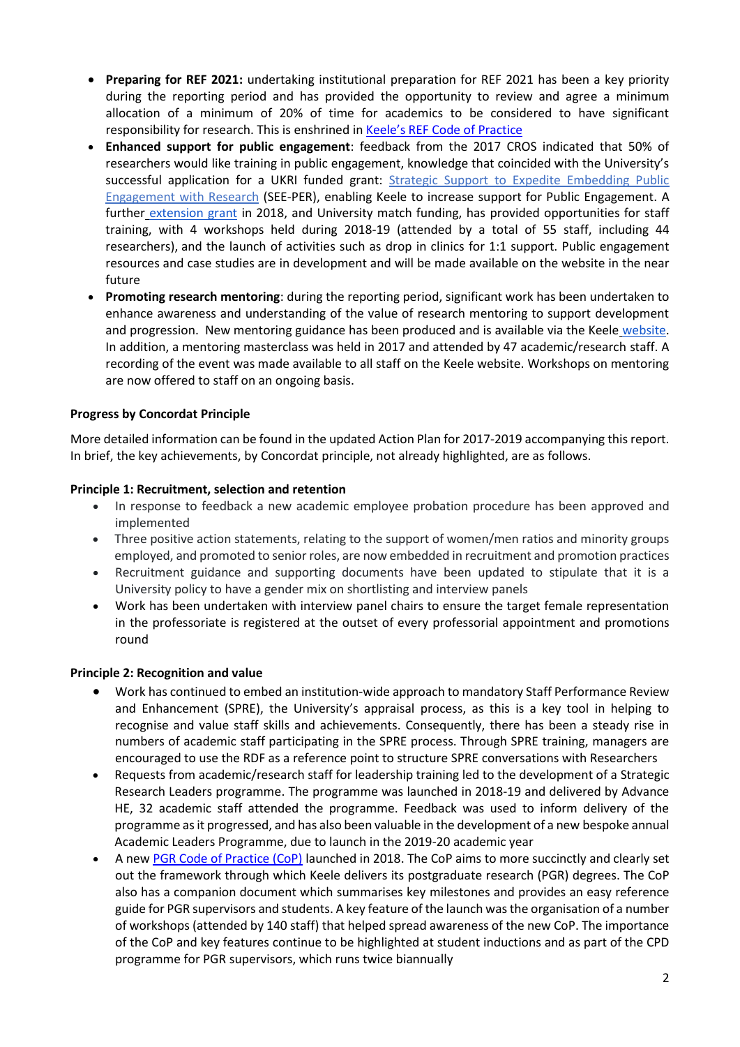- **Preparing for REF 2021:** undertaking institutional preparation for REF 2021 has been a key priority during the reporting period and has provided the opportunity to review and agree a minimum allocation of a minimum of 20% of time for academics to be considered to have significant responsibility for research. This is enshrined in Keele's REF Code of Practice
- **Enhanced support for public engagement**: feedback from the 2017 CROS indicated that 50% of researchers would like training in public engagement, knowledge that coincided with the University's successful application for a UKRI funded grant: Strategic Support to Expedite Embedding Public Engagement with Research (SEE-PER), enabling Keele to increase support for Public Engagement. A further extension grant in 2018, and University match funding, has provided opportunities for staff training, with 4 workshops held during 2018-19 (attended by a total of 55 staff, including 44 researchers), and the launch of activities such as drop in clinics for 1:1 support. Public engagement resources and case studies are in development and will be made available on the website in the near future
- **Promoting research mentoring**: during the reporting period, significant work has been undertaken to enhance awareness and understanding of the value of research mentoring to support development and progression. New mentoring guidance has been produced and is available via the Keele website. In addition, a mentoring masterclass was held in 2017 and attended by 47 academic/research staff. A recording of the event was made available to all staff on the Keele website. Workshops on mentoring are now offered to staff on an ongoing basis.

**Progress by Concordat Principle**

More detailed information can be found in the updated Action Plan for 2017-2019 accompanying this report. In brief, the key achievements, by Concordat principle, not already highlighted, are as follows.

**Principle 1: Recruitment, selection and retention**

- In response to feedback a new academic employee probation procedure has been approved and implemented
- Three positive action statements, relating to the support of women/men ratios and minority groups employed, and promoted to senior roles, are now embedded in recruitment and promotion practices
- Recruitment guidance and supporting documents have been updated to stipulate that it is a University policy to have a gender mix on shortlisting and interview panels
- Work has been undertaken with interview panel chairs to ensure the target female representation in the professoriate is registered at the outset of every professorial appointment and promotions round

**Principle 2: Recognition and value**

- Work has continued to embed an institution-wide approach to mandatory Staff Performance Review and Enhancement (SPRE), the University's appraisal process, as this is a key tool in helping to recognise and value staff skills and achievements. Consequently, there has been a steady rise in numbers of academic staff participating in the SPRE process. Through SPRE training, managers are encouraged to use the RDF as a reference point to structure SPRE conversations with Researchers
- Requests from academic/research staff for leadership training led to the development of a Strategic Research Leaders programme. The programme was launched in 2018-19 and delivered by Advance HE, 32 academic staff attended the programme. Feedback was used to inform delivery of the programme as it progressed, and has also been valuable in the development of a new bespoke annual Academic Leaders Programme, due to launch in the 2019-20 academic year
- A new PGR Code of Practice (CoP) launched in 2018. The CoP aims to more succinctly and clearly set out the framework through which Keele delivers its postgraduate research (PGR) degrees. The CoP also has a companion document which summarises key milestones and provides an easy reference guide for PGR supervisors and students. A key feature of the launch was the organisation of a number of workshops (attended by 140 staff) that helped spread awareness of the new CoP. The importance of the CoP and key features continue to be highlighted at student inductions and as part of the CPD programme for PGR supervisors, which runs twice biannually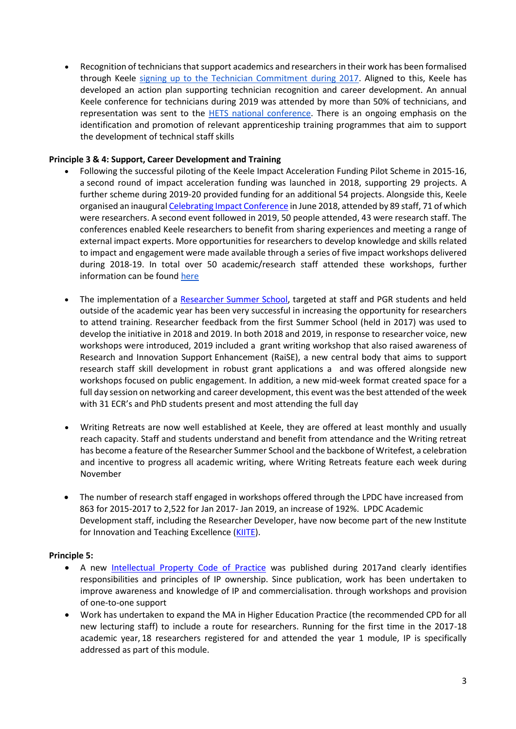- Recognition of technicians that support academics and researchers in their work has been formalised through Keele [signing up to the Technician Commitment during 2017](). Aligned to this, Keele has developed an action plan supporting technician recognition and career development. An annual Keele conference for technicians during 2019 was attended by more than 50% of technicians, and representation was sent to the [HETS national conference](). There is an ongoing emphasis on the identification and promotion of relevant apprenticeship training programmes that aim to support the development of technical staff skills

**Principle 3 & 4: Support, Career Development and Training**

- Following the successful piloting of the Keele Impact Acceleration Funding Pilot Scheme in 2015-16, a second round of impact acceleration funding was launched in 2018, supporting 29 projects. A further scheme during 2019-20 provided funding for an additional 54 projects. Alongside this, Keele organised an inaugural [Celebrating Impact Conference]() in June 2018, attended by 89 staff, 71 of which were researchers. A second event followed in 2019, 50 people attended, 43 were research staff. The conferences enabled Keele researchers to benefit from sharing experiences and meeting a range of external impact experts. More opportunities for researchers to develop knowledge and skills related to impact and engagement were made available through a series of five impact workshops delivered during 2018-19. In total over 50 academic/research staff attended these workshops, further information can be found [here]()

- The implementation of a [Researcher Summer School](), targeted at staff and PGR students and held outside of the academic year has been very successful in increasing the opportunity for researchers to attend training. Researcher feedback from the first Summer School (held in 2017) was used to develop the initiative in 2018 and 2019. In both 2018 and 2019, in response to researcher voice, new workshops were introduced, 2019 included a grant writing workshop that also raised awareness of Research and Innovation Support Enhancement (RaiSE), a new central body that aims to support research staff skill development in robust grant applications a and was offered alongside new workshops focused on public engagement. In addition, a new mid-week format created space for a full day session on networking and career development, this event was the best attended of the week with 31 ECR's and PhD students present and most attending the full day

- Writing Retreats are now well established at Keele, they are offered at least monthly and usually reach capacity. Staff and students understand and benefit from attendance and the Writing retreat has become a feature of the Researcher Summer School and the backbone of Writefest, a celebration and incentive to progress all academic writing, where Writing Retreats feature each week during November

- The number of research staff engaged in workshops offered through the LPDC have increased from 863 for 2015-2017 to 2,522 for Jan 2017- Jan 2019, an increase of 192%. LPDC Academic Development staff, including the Researcher Developer, have now become part of the new Institute for Innovation and Teaching Excellence ([KIITE]()).

**Principle 5:**

- A new [Intellectual Property Code of Practice]() was published during 2017and clearly identifies responsibilities and principles of IP ownership. Since publication, work has been undertaken to improve awareness and knowledge of IP and commercialisation. through workshops and provision of one-to-one support
- Work has undertaken to expand the MA in Higher Education Practice (the recommended CPD for all new lecturing staff) to include a route for researchers. Running for the first time in the 2017-18 academic year, 18 researchers registered for and attended the year 1 module, IP is specifically addressed as part of this module.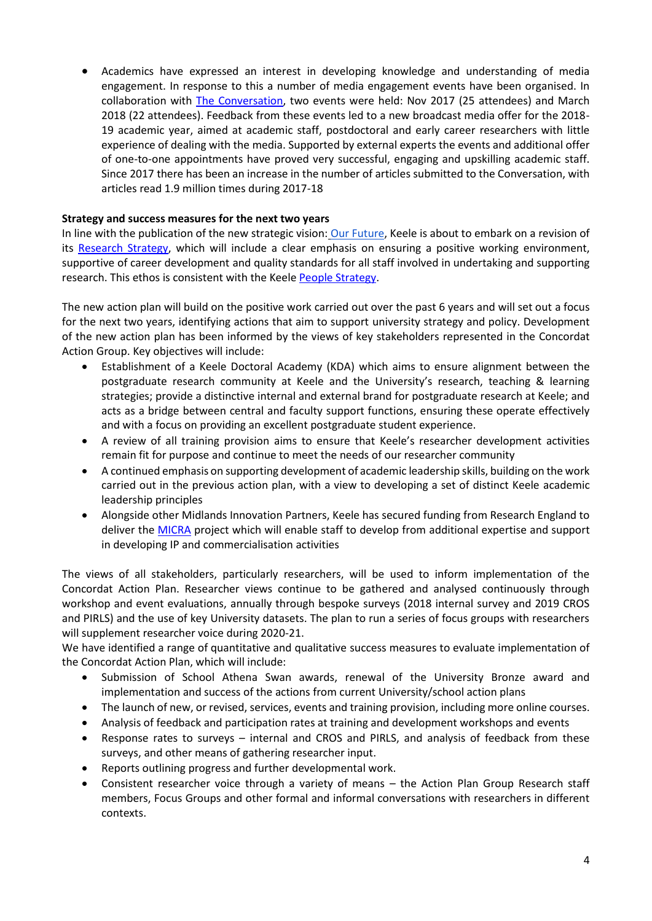- Academics have expressed an interest in developing knowledge and understanding of media engagement. In response to this a number of media engagement events have been organised. In collaboration with The Conversation, two events were held: Nov 2017 (25 attendees) and March 2018 (22 attendees). Feedback from these events led to a new broadcast media offer for the 2018-19 academic year, aimed at academic staff, postdoctoral and early career researchers with little experience of dealing with the media. Supported by external experts the events and additional offer of one-to-one appointments have proved very successful, engaging and upskilling academic staff. Since 2017 there has been an increase in the number of articles submitted to the Conversation, with articles read 1.9 million times during 2017-18

**Strategy and success measures for the next two years**

In line with the publication of the new strategic vision: Our Future, Keele is about to embark on a revision of its Research Strategy, which will include a clear emphasis on ensuring a positive working environment, supportive of career development and quality standards for all staff involved in undertaking and supporting research. This ethos is consistent with the Keele People Strategy.

The new action plan will build on the positive work carried out over the past 6 years and will set out a focus for the next two years, identifying actions that aim to support university strategy and policy. Development of the new action plan has been informed by the views of key stakeholders represented in the Concordat Action Group. Key objectives will include:

- Establishment of a Keele Doctoral Academy (KDA) which aims to ensure alignment between the postgraduate research community at Keele and the University's research, teaching & learning strategies; provide a distinctive internal and external brand for postgraduate research at Keele; and acts as a bridge between central and faculty support functions, ensuring these operate effectively and with a focus on providing an excellent postgraduate student experience.
- A review of all training provision aims to ensure that Keele's researcher development activities remain fit for purpose and continue to meet the needs of our researcher community
- A continued emphasis on supporting development of academic leadership skills, building on the work carried out in the previous action plan, with a view to developing a set of distinct Keele academic leadership principles
- Alongside other Midlands Innovation Partners, Keele has secured funding from Research England to deliver the MICRA project which will enable staff to develop from additional expertise and support in developing IP and commercialisation activities

The views of all stakeholders, particularly researchers, will be used to inform implementation of the Concordat Action Plan. Researcher views continue to be gathered and analysed continuously through workshop and event evaluations, annually through bespoke surveys (2018 internal survey and 2019 CROS and PIRLS) and the use of key University datasets. The plan to run a series of focus groups with researchers will supplement researcher voice during 2020-21.

We have identified a range of quantitative and qualitative success measures to evaluate implementation of the Concordat Action Plan, which will include:

- Submission of School Athena Swan awards, renewal of the University Bronze award and implementation and success of the actions from current University/school action plans
- The launch of new, or revised, services, events and training provision, including more online courses.
- Analysis of feedback and participation rates at training and development workshops and events
- Response rates to surveys – internal and CROS and PIRLS, and analysis of feedback from these surveys, and other means of gathering researcher input.
- Reports outlining progress and further developmental work.
- Consistent researcher voice through a variety of means – the Action Plan Group Research staff members, Focus Groups and other formal and informal conversations with researchers in different contexts.